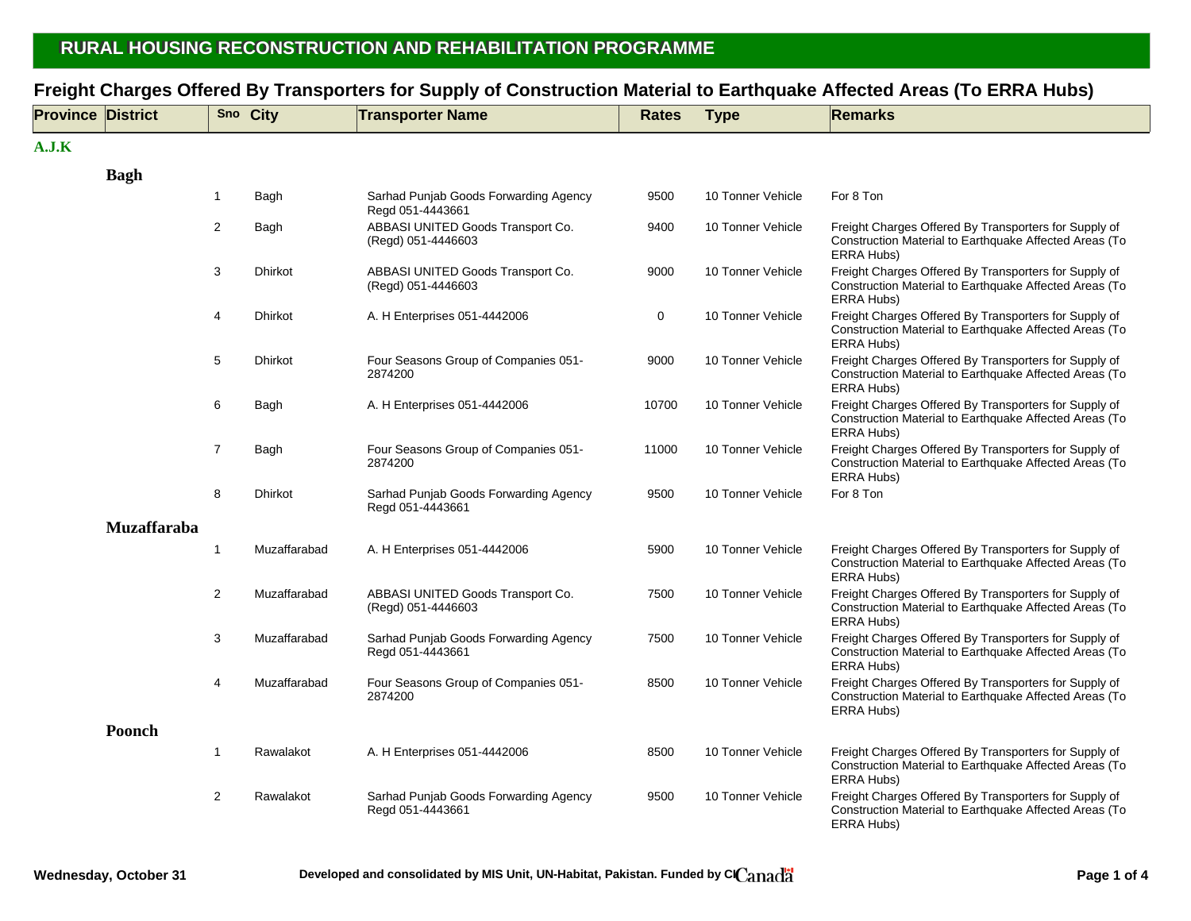## RURAL HOUSING RECONSTRUCTION AND REHABILITATION PROGRAMME

### Freight Charges Offered By Transporters for Supply of Construction Material to Earthquake Affected Areas (To ERRA Hubs)

| Province | District | Sno | City | Transporter Name | Rates | Type | Remarks |
|---|---|---|---|---|---|---|---|
| A.J.K | | | | | | | |
| | Bagh | | | | | | |
| | | 1 | Bagh | Sarhad Punjab Goods Forwarding Agency Regd 051-4443661 | 9500 | 10 Tonner Vehicle | For 8 Ton |
| | | 2 | Bagh | ABBASI UNITED Goods Transport Co. (Regd) 051-4446603 | 9400 | 10 Tonner Vehicle | Freight Charges Offered By Transporters for Supply of Construction Material to Earthquake Affected Areas (To ERRA Hubs) |
| | | 3 | Dhirkot | ABBASI UNITED Goods Transport Co. (Regd) 051-4446603 | 9000 | 10 Tonner Vehicle | Freight Charges Offered By Transporters for Supply of Construction Material to Earthquake Affected Areas (To ERRA Hubs) |
| | | 4 | Dhirkot | A. H Enterprises 051-4442006 | 0 | 10 Tonner Vehicle | Freight Charges Offered By Transporters for Supply of Construction Material to Earthquake Affected Areas (To ERRA Hubs) |
| | | 5 | Dhirkot | Four Seasons Group of Companies 051-2874200 | 9000 | 10 Tonner Vehicle | Freight Charges Offered By Transporters for Supply of Construction Material to Earthquake Affected Areas (To ERRA Hubs) |
| | | 6 | Bagh | A. H Enterprises 051-4442006 | 10700 | 10 Tonner Vehicle | Freight Charges Offered By Transporters for Supply of Construction Material to Earthquake Affected Areas (To ERRA Hubs) |
| | | 7 | Bagh | Four Seasons Group of Companies 051-2874200 | 11000 | 10 Tonner Vehicle | Freight Charges Offered By Transporters for Supply of Construction Material to Earthquake Affected Areas (To ERRA Hubs) |
| | | 8 | Dhirkot | Sarhad Punjab Goods Forwarding Agency Regd 051-4443661 | 9500 | 10 Tonner Vehicle | For 8 Ton |
| | Muzaffaraba | | | | | | |
| | | 1 | Muzaffarabad | A. H Enterprises 051-4442006 | 5900 | 10 Tonner Vehicle | Freight Charges Offered By Transporters for Supply of Construction Material to Earthquake Affected Areas (To ERRA Hubs) |
| | | 2 | Muzaffarabad | ABBASI UNITED Goods Transport Co. (Regd) 051-4446603 | 7500 | 10 Tonner Vehicle | Freight Charges Offered By Transporters for Supply of Construction Material to Earthquake Affected Areas (To ERRA Hubs) |
| | | 3 | Muzaffarabad | Sarhad Punjab Goods Forwarding Agency Regd 051-4443661 | 7500 | 10 Tonner Vehicle | Freight Charges Offered By Transporters for Supply of Construction Material to Earthquake Affected Areas (To ERRA Hubs) |
| | | 4 | Muzaffarabad | Four Seasons Group of Companies 051-2874200 | 8500 | 10 Tonner Vehicle | Freight Charges Offered By Transporters for Supply of Construction Material to Earthquake Affected Areas (To ERRA Hubs) |
| | Poonch | | | | | | |
| | | 1 | Rawalakot | A. H Enterprises 051-4442006 | 8500 | 10 Tonner Vehicle | Freight Charges Offered By Transporters for Supply of Construction Material to Earthquake Affected Areas (To ERRA Hubs) |
| | | 2 | Rawalakot | Sarhad Punjab Goods Forwarding Agency Regd 051-4443661 | 9500 | 10 Tonner Vehicle | Freight Charges Offered By Transporters for Supply of Construction Material to Earthquake Affected Areas (To ERRA Hubs) |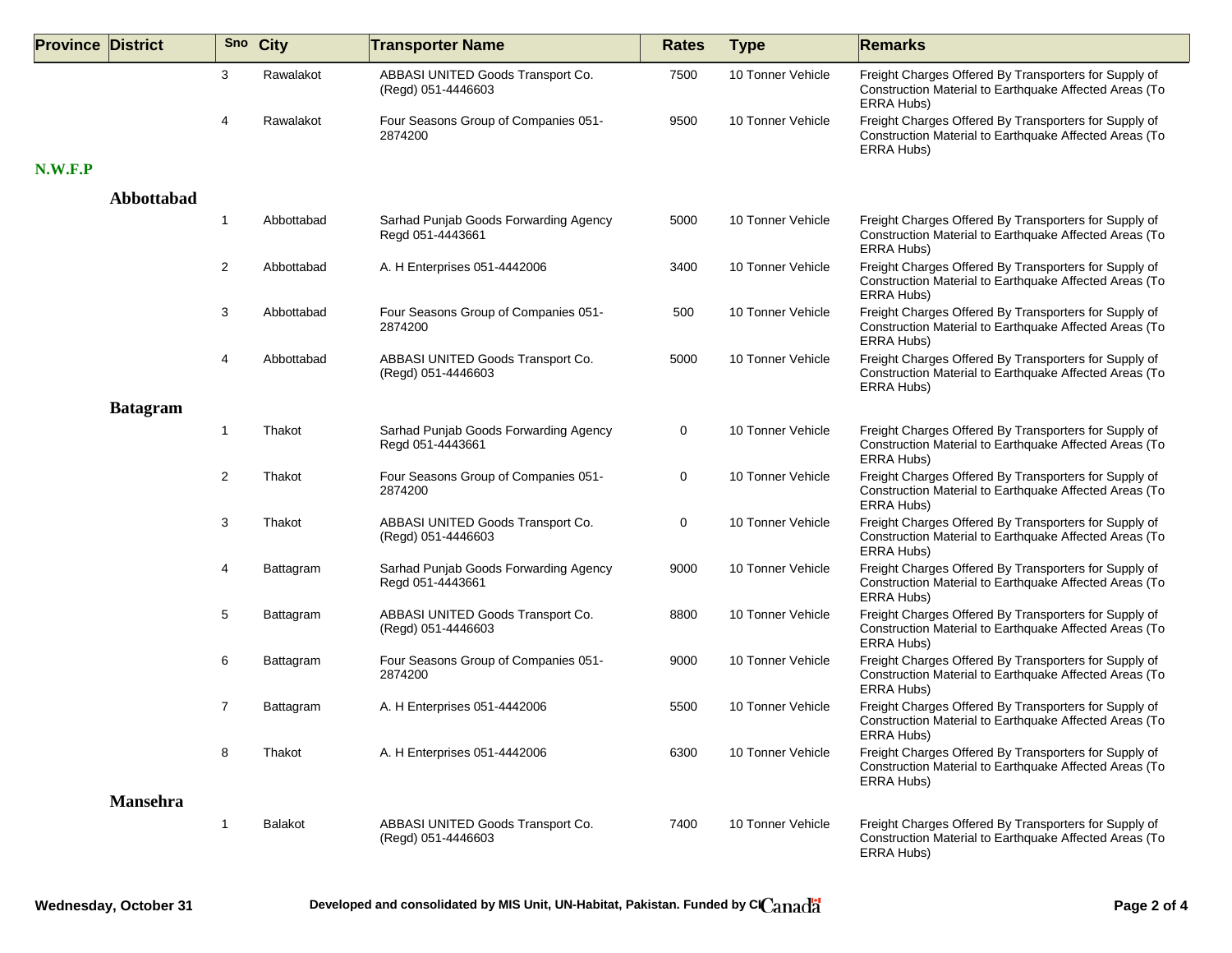| Province | District | Sno | City | Transporter Name | Rates | Type | Remarks |
|---|---|---|---|---|---|---|---|
| | | 3 | Rawalakot | ABBASI UNITED Goods Transport Co. (Regd) 051-4446603 | 7500 | 10 Tonner Vehicle | Freight Charges Offered By Transporters for Supply of Construction Material to Earthquake Affected Areas (To ERRA Hubs) |
| | | 4 | Rawalakot | Four Seasons Group of Companies 051-2874200 | 9500 | 10 Tonner Vehicle | Freight Charges Offered By Transporters for Supply of Construction Material to Earthquake Affected Areas (To ERRA Hubs) |
| **N.W.F.P** | | | | | | | |
| | **Abbottabad** | | | | | | |
| | | 1 | Abbottabad | Sarhad Punjab Goods Forwarding Agency Regd 051-4443661 | 5000 | 10 Tonner Vehicle | Freight Charges Offered By Transporters for Supply of Construction Material to Earthquake Affected Areas (To ERRA Hubs) |
| | | 2 | Abbottabad | A. H Enterprises 051-4442006 | 3400 | 10 Tonner Vehicle | Freight Charges Offered By Transporters for Supply of Construction Material to Earthquake Affected Areas (To ERRA Hubs) |
| | | 3 | Abbottabad | Four Seasons Group of Companies 051-2874200 | 500 | 10 Tonner Vehicle | Freight Charges Offered By Transporters for Supply of Construction Material to Earthquake Affected Areas (To ERRA Hubs) |
| | | 4 | Abbottabad | ABBASI UNITED Goods Transport Co. (Regd) 051-4446603 | 5000 | 10 Tonner Vehicle | Freight Charges Offered By Transporters for Supply of Construction Material to Earthquake Affected Areas (To ERRA Hubs) |
| | **Batagram** | | | | | | |
| | | 1 | Thakot | Sarhad Punjab Goods Forwarding Agency Regd 051-4443661 | 0 | 10 Tonner Vehicle | Freight Charges Offered By Transporters for Supply of Construction Material to Earthquake Affected Areas (To ERRA Hubs) |
| | | 2 | Thakot | Four Seasons Group of Companies 051-2874200 | 0 | 10 Tonner Vehicle | Freight Charges Offered By Transporters for Supply of Construction Material to Earthquake Affected Areas (To ERRA Hubs) |
| | | 3 | Thakot | ABBASI UNITED Goods Transport Co. (Regd) 051-4446603 | 0 | 10 Tonner Vehicle | Freight Charges Offered By Transporters for Supply of Construction Material to Earthquake Affected Areas (To ERRA Hubs) |
| | | 4 | Battagram | Sarhad Punjab Goods Forwarding Agency Regd 051-4443661 | 9000 | 10 Tonner Vehicle | Freight Charges Offered By Transporters for Supply of Construction Material to Earthquake Affected Areas (To ERRA Hubs) |
| | | 5 | Battagram | ABBASI UNITED Goods Transport Co. (Regd) 051-4446603 | 8800 | 10 Tonner Vehicle | Freight Charges Offered By Transporters for Supply of Construction Material to Earthquake Affected Areas (To ERRA Hubs) |
| | | 6 | Battagram | Four Seasons Group of Companies 051-2874200 | 9000 | 10 Tonner Vehicle | Freight Charges Offered By Transporters for Supply of Construction Material to Earthquake Affected Areas (To ERRA Hubs) |
| | | 7 | Battagram | A. H Enterprises 051-4442006 | 5500 | 10 Tonner Vehicle | Freight Charges Offered By Transporters for Supply of Construction Material to Earthquake Affected Areas (To ERRA Hubs) |
| | | 8 | Thakot | A. H Enterprises 051-4442006 | 6300 | 10 Tonner Vehicle | Freight Charges Offered By Transporters for Supply of Construction Material to Earthquake Affected Areas (To ERRA Hubs) |
| | **Mansehra** | | | | | | |
| | | 1 | Balakot | ABBASI UNITED Goods Transport Co. (Regd) 051-4446603 | 7400 | 10 Tonner Vehicle | Freight Charges Offered By Transporters for Supply of Construction Material to Earthquake Affected Areas (To ERRA Hubs) |

**Wednesday, October 31** — Developed and consolidated by MIS Unit, UN-Habitat, Pakistan. Funded by CI Canada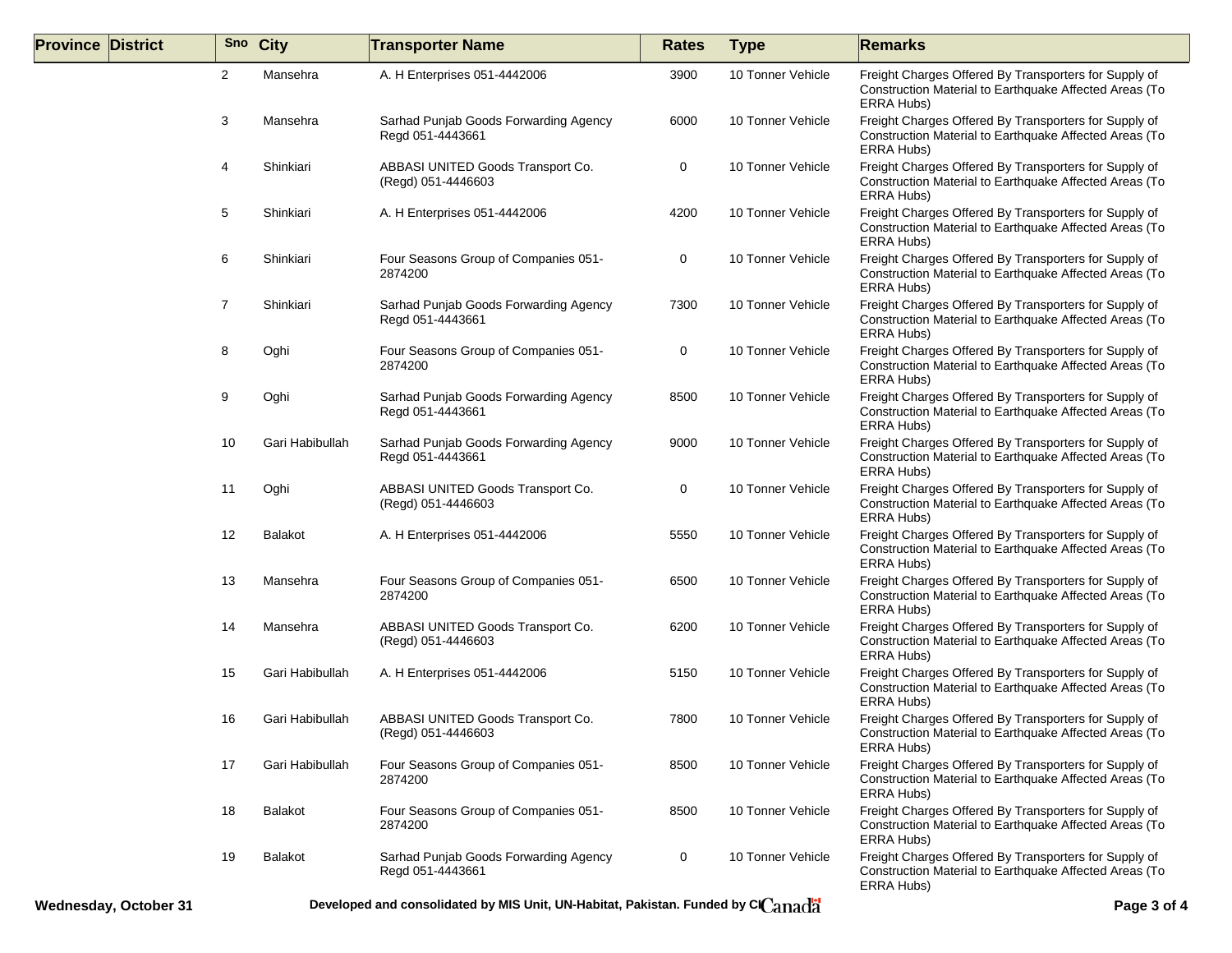| Province | District | Sno | City | Transporter Name | Rates | Type | Remarks |
|---|---|---|---|---|---|---|---|
| | | 2 | Mansehra | A. H Enterprises 051-4442006 | 3900 | 10 Tonner Vehicle | Freight Charges Offered By Transporters for Supply of Construction Material to Earthquake Affected Areas (To ERRA Hubs) |
| | | 3 | Mansehra | Sarhad Punjab Goods Forwarding Agency Regd 051-4443661 | 6000 | 10 Tonner Vehicle | Freight Charges Offered By Transporters for Supply of Construction Material to Earthquake Affected Areas (To ERRA Hubs) |
| | | 4 | Shinkiari | ABBASI UNITED Goods Transport Co. (Regd) 051-4446603 | 0 | 10 Tonner Vehicle | Freight Charges Offered By Transporters for Supply of Construction Material to Earthquake Affected Areas (To ERRA Hubs) |
| | | 5 | Shinkiari | A. H Enterprises 051-4442006 | 4200 | 10 Tonner Vehicle | Freight Charges Offered By Transporters for Supply of Construction Material to Earthquake Affected Areas (To ERRA Hubs) |
| | | 6 | Shinkiari | Four Seasons Group of Companies 051-2874200 | 0 | 10 Tonner Vehicle | Freight Charges Offered By Transporters for Supply of Construction Material to Earthquake Affected Areas (To ERRA Hubs) |
| | | 7 | Shinkiari | Sarhad Punjab Goods Forwarding Agency Regd 051-4443661 | 7300 | 10 Tonner Vehicle | Freight Charges Offered By Transporters for Supply of Construction Material to Earthquake Affected Areas (To ERRA Hubs) |
| | | 8 | Oghi | Four Seasons Group of Companies 051-2874200 | 0 | 10 Tonner Vehicle | Freight Charges Offered By Transporters for Supply of Construction Material to Earthquake Affected Areas (To ERRA Hubs) |
| | | 9 | Oghi | Sarhad Punjab Goods Forwarding Agency Regd 051-4443661 | 8500 | 10 Tonner Vehicle | Freight Charges Offered By Transporters for Supply of Construction Material to Earthquake Affected Areas (To ERRA Hubs) |
| | | 10 | Gari Habibullah | Sarhad Punjab Goods Forwarding Agency Regd 051-4443661 | 9000 | 10 Tonner Vehicle | Freight Charges Offered By Transporters for Supply of Construction Material to Earthquake Affected Areas (To ERRA Hubs) |
| | | 11 | Oghi | ABBASI UNITED Goods Transport Co. (Regd) 051-4446603 | 0 | 10 Tonner Vehicle | Freight Charges Offered By Transporters for Supply of Construction Material to Earthquake Affected Areas (To ERRA Hubs) |
| | | 12 | Balakot | A. H Enterprises 051-4442006 | 5550 | 10 Tonner Vehicle | Freight Charges Offered By Transporters for Supply of Construction Material to Earthquake Affected Areas (To ERRA Hubs) |
| | | 13 | Mansehra | Four Seasons Group of Companies 051-2874200 | 6500 | 10 Tonner Vehicle | Freight Charges Offered By Transporters for Supply of Construction Material to Earthquake Affected Areas (To ERRA Hubs) |
| | | 14 | Mansehra | ABBASI UNITED Goods Transport Co. (Regd) 051-4446603 | 6200 | 10 Tonner Vehicle | Freight Charges Offered By Transporters for Supply of Construction Material to Earthquake Affected Areas (To ERRA Hubs) |
| | | 15 | Gari Habibullah | A. H Enterprises 051-4442006 | 5150 | 10 Tonner Vehicle | Freight Charges Offered By Transporters for Supply of Construction Material to Earthquake Affected Areas (To ERRA Hubs) |
| | | 16 | Gari Habibullah | ABBASI UNITED Goods Transport Co. (Regd) 051-4446603 | 7800 | 10 Tonner Vehicle | Freight Charges Offered By Transporters for Supply of Construction Material to Earthquake Affected Areas (To ERRA Hubs) |
| | | 17 | Gari Habibullah | Four Seasons Group of Companies 051-2874200 | 8500 | 10 Tonner Vehicle | Freight Charges Offered By Transporters for Supply of Construction Material to Earthquake Affected Areas (To ERRA Hubs) |
| | | 18 | Balakot | Four Seasons Group of Companies 051-2874200 | 8500 | 10 Tonner Vehicle | Freight Charges Offered By Transporters for Supply of Construction Material to Earthquake Affected Areas (To ERRA Hubs) |
| | | 19 | Balakot | Sarhad Punjab Goods Forwarding Agency Regd 051-4443661 | 0 | 10 Tonner Vehicle | Freight Charges Offered By Transporters for Supply of Construction Material to Earthquake Affected Areas (To ERRA Hubs) |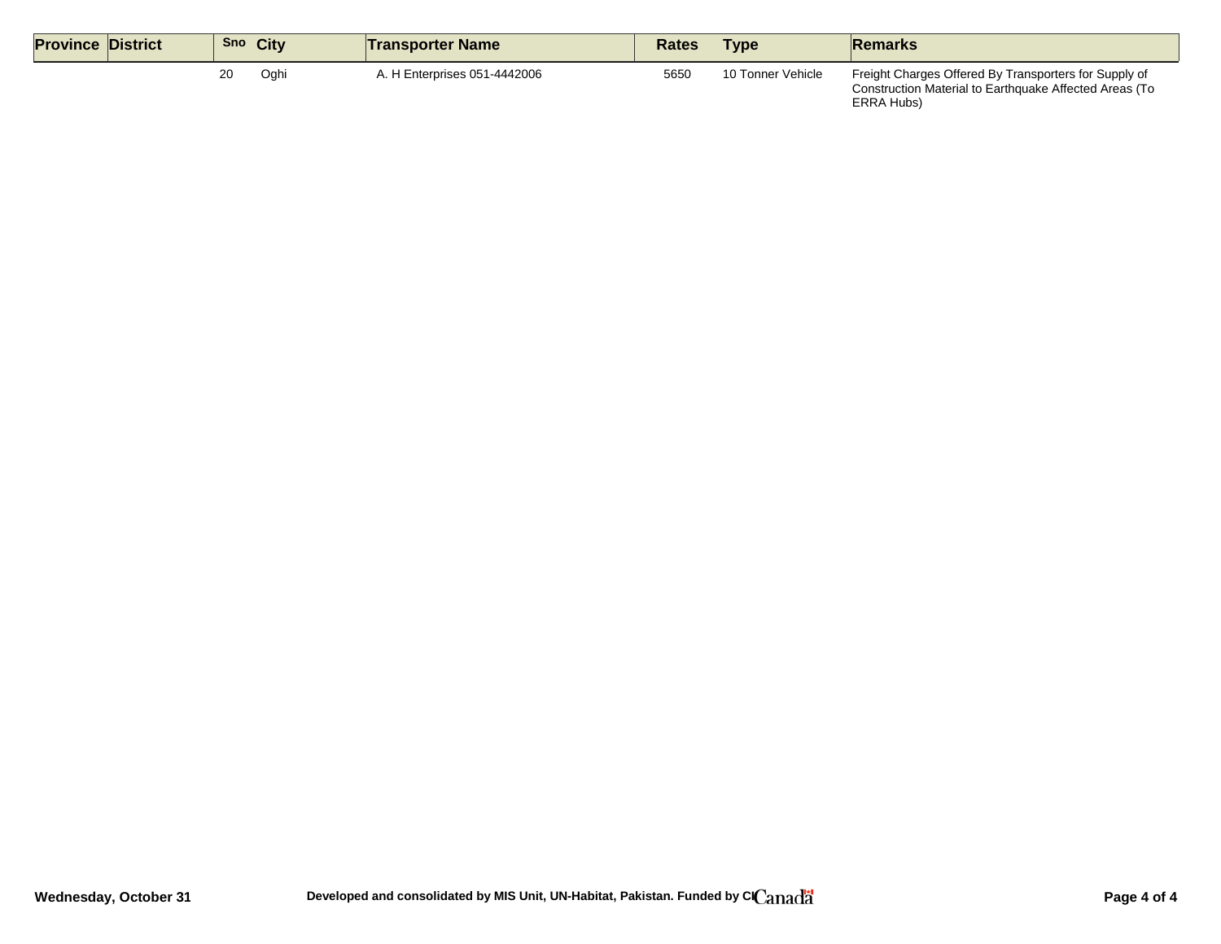| Province | District | Sno | City | Transporter Name | Rates | Type | Remarks |
|---|---|---|---|---|---|---|---|
| | | 20 | Oghi | A. H Enterprises 051-4442006 | 5650 | 10 Tonner Vehicle | Freight Charges Offered By Transporters for Supply of Construction Material to Earthquake Affected Areas (To ERRA Hubs) |